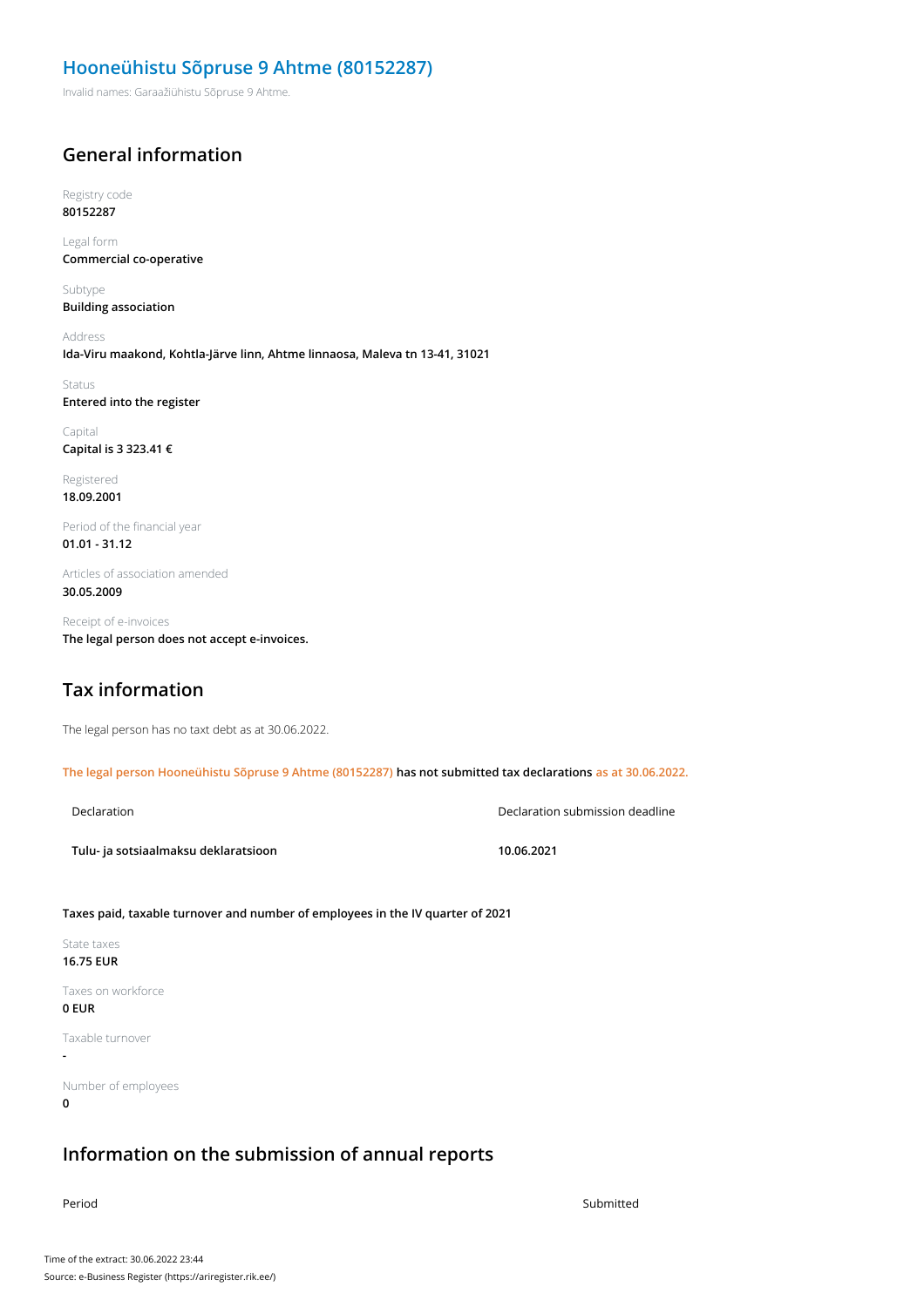# Hooneühistu Sõpruse 9 Ahtme (80152287)

Invalid names: Garaažiühistu Sõpruse 9 Ahtme.

## General information

Registry code
**80152287**

Legal form
**Commercial co-operative**

Subtype
**Building association**

Address
**Ida-Viru maakond, Kohtla-Järve linn, Ahtme linnaosa, Maleva tn 13-41, 31021**

Status
**Entered into the register**

Capital
**Capital is 3 323.41 €**

Registered
**18.09.2001**

Period of the financial year
**01.01 - 31.12**

Articles of association amended
**30.05.2009**

Receipt of e-invoices
**The legal person does not accept e-invoices.**

## Tax information

The legal person has no taxt debt as at 30.06.2022.

**The legal person Hooneühistu Sõpruse 9 Ahtme (80152287) has not submitted tax declarations as at 30.06.2022.**

| Declaration | Declaration submission deadline |
|---|---|
| **Tulu- ja sotsiaalmaksu deklaratsioon** | **10.06.2021** |

**Taxes paid, taxable turnover and number of employees in the IV quarter of 2021**

State taxes
**16.75 EUR**

Taxes on workforce
**0 EUR**

Taxable turnover
**-**

Number of employees
**0**

## Information on the submission of annual reports

| Period | Submitted |
|---|---|

Time of the extract: 30.06.2022 23:44
Source: e-Business Register (https://ariregister.rik.ee/)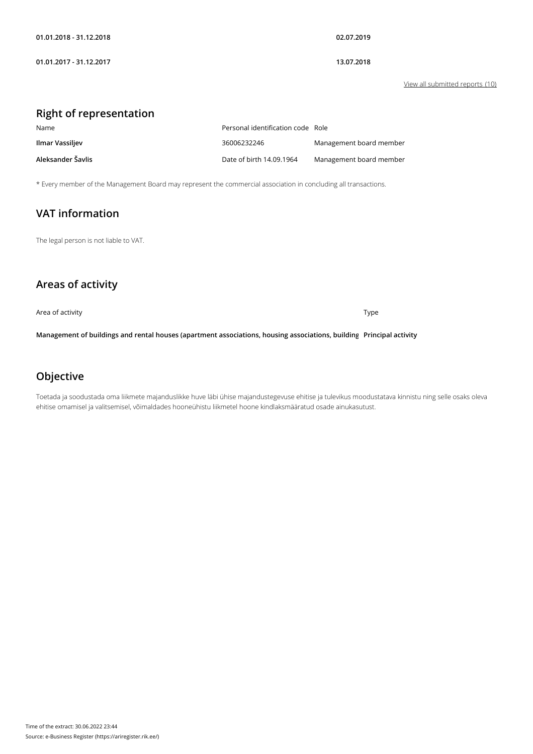| | |
|---|---|
| **01.01.2018 - 31.12.2018** | **02.07.2019** |
| **01.01.2017 - 31.12.2017** | **13.07.2018** |

View all submitted reports (10)

## Right of representation

| Name | Personal identification code | Role |
|---|---|---|
| **Ilmar Vassiljev** | 36006232246 | Management board member |
| **Aleksander Šavlis** | Date of birth 14.09.1964 | Management board member |

* Every member of the Management Board may represent the commercial association in concluding all transactions.

## VAT information

The legal person is not liable to VAT.

## Areas of activity

| Area of activity | Type |
|---|---|
| **Management of buildings and rental houses (apartment associations, housing associations, building** | **Principal activity** |

## Objective

Toetada ja soodustada oma liikmete majanduslikke huve läbi ühise majandustegevuse ehitise ja tulevikus moodustatava kinnistu ning selle osaks oleva ehitise omamisel ja valitsemisel, võimaldades hooneühistu liikmetel hoone kindlaksmääratud osade ainukasutust.

Time of the extract: 30.06.2022 23:44

Source: e-Business Register (https://ariregister.rik.ee/)